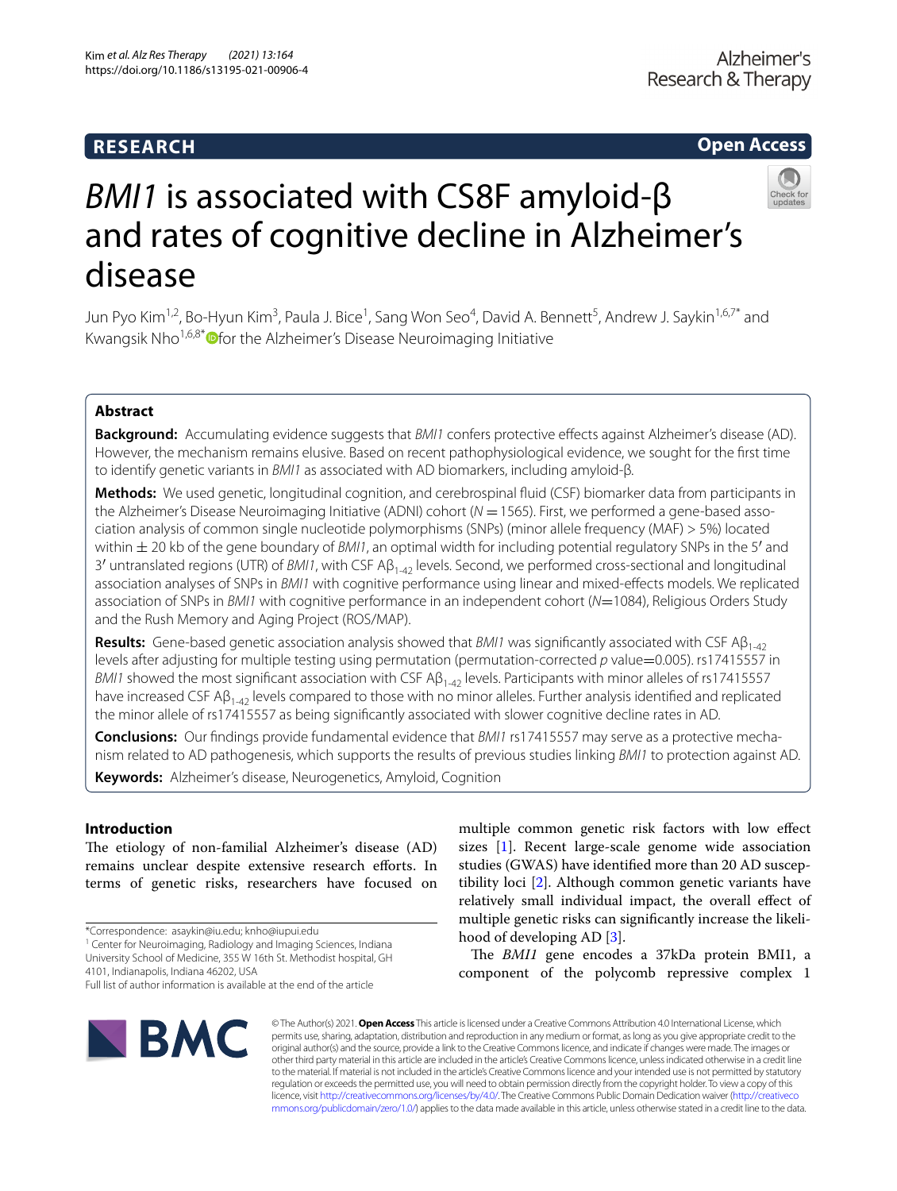## RESEARCH

**Open Access**

# *BMI1* is associated with CS8F amyloid-β and rates of cognitive decline in Alzheimer's disease

Jun Pyo Kim[1,2], Bo-Hyun Kim[3], Paula J. Bice[1], Sang Won Seo[4], David A. Bennett[5], Andrew J. Saykin[1,6,7*] and Kwangsik Nho[1,6,8*] for the Alzheimer's Disease Neuroimaging Initiative

## Abstract

**Background:** Accumulating evidence suggests that *BMI1* confers protective effects against Alzheimer's disease (AD). However, the mechanism remains elusive. Based on recent pathophysiological evidence, we sought for the first time to identify genetic variants in *BMI1* as associated with AD biomarkers, including amyloid-β.

**Methods:** We used genetic, longitudinal cognition, and cerebrospinal fluid (CSF) biomarker data from participants in the Alzheimer's Disease Neuroimaging Initiative (ADNI) cohort ($N = 1565$). First, we performed a gene-based association analysis of common single nucleotide polymorphisms (SNPs) (minor allele frequency (MAF) > 5%) located within ± 20 kb of the gene boundary of *BMI1*, an optimal width for including potential regulatory SNPs in the 5′ and 3′ untranslated regions (UTR) of *BMI1*, with CSF $A\beta_{1\text{-}42}$ levels. Second, we performed cross-sectional and longitudinal association analyses of SNPs in *BMI1* with cognitive performance using linear and mixed-effects models. We replicated association of SNPs in *BMI1* with cognitive performance in an independent cohort ($N$=1084), Religious Orders Study and the Rush Memory and Aging Project (ROS/MAP).

**Results:** Gene-based genetic association analysis showed that *BMI1* was significantly associated with CSF $A\beta_{1\text{-}42}$ levels after adjusting for multiple testing using permutation (permutation-corrected $p$ value=0.005). rs17415557 in *BMI1* showed the most significant association with CSF $A\beta_{1\text{-}42}$ levels. Participants with minor alleles of rs17415557 have increased CSF $A\beta_{1\text{-}42}$ levels compared to those with no minor alleles. Further analysis identified and replicated the minor allele of rs17415557 as being significantly associated with slower cognitive decline rates in AD.

**Conclusions:** Our findings provide fundamental evidence that *BMI1* rs17415557 may serve as a protective mechanism related to AD pathogenesis, which supports the results of previous studies linking *BMI1* to protection against AD.

**Keywords:** Alzheimer's disease, Neurogenetics, Amyloid, Cognition

## Introduction

The etiology of non-familial Alzheimer's disease (AD) remains unclear despite extensive research efforts. In terms of genetic risks, researchers have focused on multiple common genetic risk factors with low effect sizes [1]. Recent large-scale genome wide association studies (GWAS) have identified more than 20 AD susceptibility loci [2]. Although common genetic variants have relatively small individual impact, the overall effect of multiple genetic risks can significantly increase the likelihood of developing AD [3].

The *BMI1* gene encodes a 37kDa protein BMI1, a component of the polycomb repressive complex 1

*Correspondence: asaykin@iu.edu; knho@iupui.edu
[1] Center for Neuroimaging, Radiology and Imaging Sciences, Indiana University School of Medicine, 355 W 16th St. Methodist hospital, GH 4101, Indianapolis, Indiana 46202, USA
Full list of author information is available at the end of the article

© The Author(s) 2021. **Open Access** This article is licensed under a Creative Commons Attribution 4.0 International License, which permits use, sharing, adaptation, distribution and reproduction in any medium or format, as long as you give appropriate credit to the original author(s) and the source, provide a link to the Creative Commons licence, and indicate if changes were made. The images or other third party material in this article are included in the article's Creative Commons licence, unless indicated otherwise in a credit line to the material. If material is not included in the article's Creative Commons licence and your intended use is not permitted by statutory regulation or exceeds the permitted use, you will need to obtain permission directly from the copyright holder. To view a copy of this licence, visit http://creativecommons.org/licenses/by/4.0/. The Creative Commons Public Domain Dedication waiver (http://creativecommons.org/publicdomain/zero/1.0/) applies to the data made available in this article, unless otherwise stated in a credit line to the data.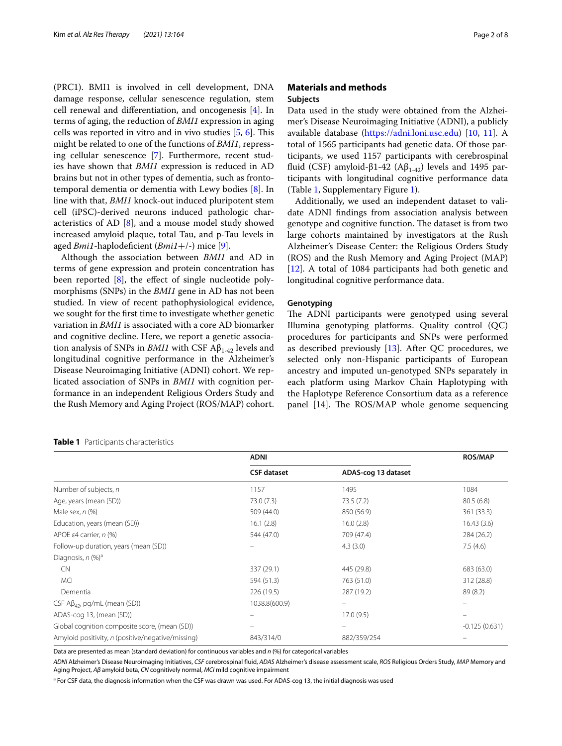(PRC1). BMI1 is involved in cell development, DNA damage response, cellular senescence regulation, stem cell renewal and differentiation, and oncogenesis [4]. In terms of aging, the reduction of *BMI1* expression in aging cells was reported in vitro and in vivo studies [5, 6]. This might be related to one of the functions of *BMI1*, repressing cellular senescence [7]. Furthermore, recent studies have shown that *BMI1* expression is reduced in AD brains but not in other types of dementia, such as frontotemporal dementia or dementia with Lewy bodies [8]. In line with that, *BMI1* knock-out induced pluripotent stem cell (iPSC)-derived neurons induced pathologic characteristics of AD [8], and a mouse model study showed increased amyloid plaque, total Tau, and p-Tau levels in aged *Bmi1*-haplodeficient (*Bmi1*+/-) mice [9].

Although the association between *BMI1* and AD in terms of gene expression and protein concentration has been reported [8], the effect of single nucleotide polymorphisms (SNPs) in the *BMI1* gene in AD has not been studied. In view of recent pathophysiological evidence, we sought for the first time to investigate whether genetic variation in *BMI1* is associated with a core AD biomarker and cognitive decline. Here, we report a genetic association analysis of SNPs in *BMI1* with CSF $A\beta_{1\text{-}42}$ levels and longitudinal cognitive performance in the Alzheimer's Disease Neuroimaging Initiative (ADNI) cohort. We replicated association of SNPs in *BMI1* with cognition performance in an independent Religious Orders Study and the Rush Memory and Aging Project (ROS/MAP) cohort.

## Materials and methods

### Subjects

Data used in the study were obtained from the Alzheimer's Disease Neuroimaging Initiative (ADNI), a publicly available database (https://adni.loni.usc.edu) [10, 11]. A total of 1565 participants had genetic data. Of those participants, we used 1157 participants with cerebrospinal fluid (CSF) amyloid-β1-42 ($A\beta_{1\text{-}42}$) levels and 1495 participants with longitudinal cognitive performance data (Table 1, Supplementary Figure 1).

Additionally, we used an independent dataset to validate ADNI findings from association analysis between genotype and cognitive function. The dataset is from two large cohorts maintained by investigators at the Rush Alzheimer's Disease Center: the Religious Orders Study (ROS) and the Rush Memory and Aging Project (MAP) [12]. A total of 1084 participants had both genetic and longitudinal cognitive performance data.

### Genotyping

The ADNI participants were genotyped using several Illumina genotyping platforms. Quality control (QC) procedures for participants and SNPs were performed as described previously [13]. After QC procedures, we selected only non-Hispanic participants of European ancestry and imputed un-genotyped SNPs separately in each platform using Markov Chain Haplotyping with the Haplotype Reference Consortium data as a reference panel [14]. The ROS/MAP whole genome sequencing

**Table 1** Participants characteristics

| | ADNI | | ROS/MAP |
|---|---|---|---|
| | CSF dataset | ADAS-cog 13 dataset | |
| Number of subjects, *n* | 1157 | 1495 | 1084 |
| Age, years (mean (SD)) | 73.0 (7.3) | 73.5 (7.2) | 80.5 (6.8) |
| Male sex, *n* (%) | 509 (44.0) | 850 (56.9) | 361 (33.3) |
| Education, years (mean (SD)) | 16.1 (2.8) | 16.0 (2.8) | 16.43 (3.6) |
| APOE ε4 carrier, *n* (%) | 544 (47.0) | 709 (47.4) | 284 (26.2) |
| Follow-up duration, years (mean (SD)) | – | 4.3 (3.0) | 7.5 (4.6) |
| Diagnosis, *n* (%)[a] | | | |
| CN | 337 (29.1) | 445 (29.8) | 683 (63.0) |
| MCI | 594 (51.3) | 763 (51.0) | 312 (28.8) |
| Dementia | 226 (19.5) | 287 (19.2) | 89 (8.2) |
| CSF $A\beta_{42}$, pg/mL (mean (SD)) | 1038.8(600.9) | – | – |
| ADAS-cog 13, (mean (SD)) | – | 17.0 (9.5) | – |
| Global cognition composite score, (mean (SD)) | – | – | -0.125 (0.631) |
| Amyloid positivity, *n* (positive/negative/missing) | 843/314/0 | 882/359/254 | – |

Data are presented as mean (standard deviation) for continuous variables and *n* (%) for categorical variables

*ADNI* Alzheimer's Disease Neuroimaging Initiatives, *CSF* cerebrospinal fluid, *ADAS* Alzheimer's disease assessment scale, *ROS* Religious Orders Study, *MAP* Memory and Aging Project, *Aβ* amyloid beta, *CN* cognitively normal, *MCI* mild cognitive impairment

[a] For CSF data, the diagnosis information when the CSF was drawn was used. For ADAS-cog 13, the initial diagnosis was used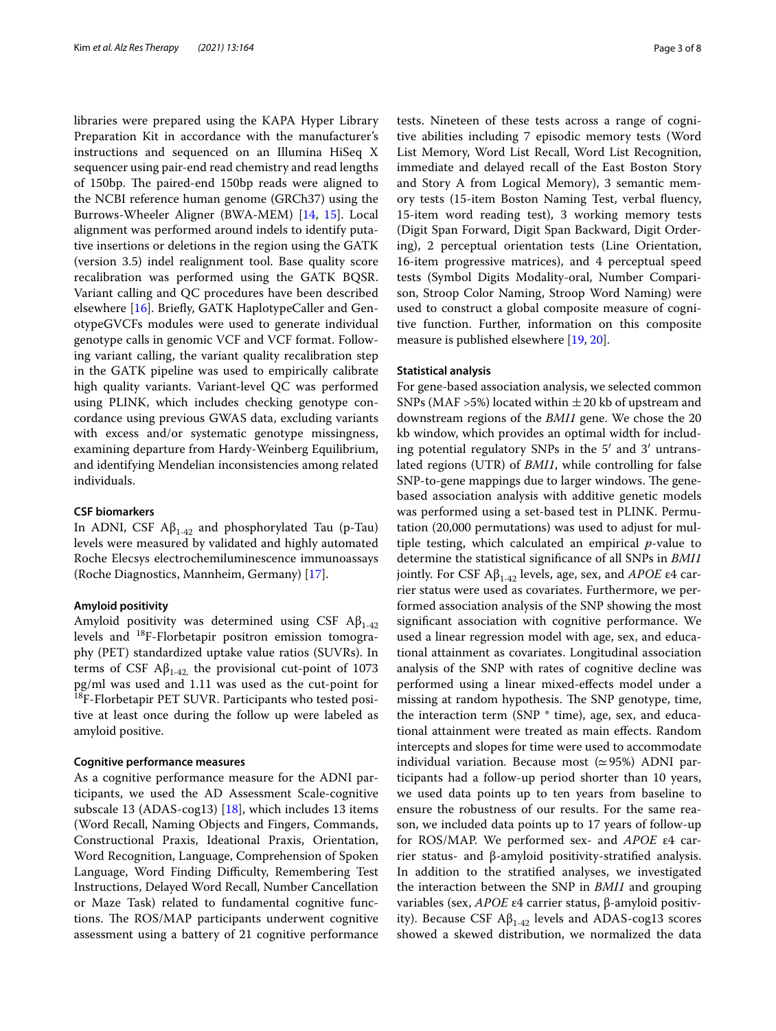libraries were prepared using the KAPA Hyper Library Preparation Kit in accordance with the manufacturer's instructions and sequenced on an Illumina HiSeq X sequencer using pair-end read chemistry and read lengths of 150bp. The paired-end 150bp reads were aligned to the NCBI reference human genome (GRCh37) using the Burrows-Wheeler Aligner (BWA-MEM) [14, 15]. Local alignment was performed around indels to identify putative insertions or deletions in the region using the GATK (version 3.5) indel realignment tool. Base quality score recalibration was performed using the GATK BQSR. Variant calling and QC procedures have been described elsewhere [16]. Briefly, GATK HaplotypeCaller and GenotypeGVCFs modules were used to generate individual genotype calls in genomic VCF and VCF format. Following variant calling, the variant quality recalibration step in the GATK pipeline was used to empirically calibrate high quality variants. Variant-level QC was performed using PLINK, which includes checking genotype concordance using previous GWAS data, excluding variants with excess and/or systematic genotype missingness, examining departure from Hardy-Weinberg Equilibrium, and identifying Mendelian inconsistencies among related individuals.

### CSF biomarkers

In ADNI, CSF $A\beta_{1\text{-}42}$ and phosphorylated Tau (p-Tau) levels were measured by validated and highly automated Roche Elecsys electrochemiluminescence immunoassays (Roche Diagnostics, Mannheim, Germany) [17].

### Amyloid positivity

Amyloid positivity was determined using CSF $A\beta_{1\text{-}42}$ levels and $^{18}$F-Florbetapir positron emission tomography (PET) standardized uptake value ratios (SUVRs). In terms of CSF $A\beta_{1\text{-}42,}$ the provisional cut-point of 1073 pg/ml was used and 1.11 was used as the cut-point for $^{18}$F-Florbetapir PET SUVR. Participants who tested positive at least once during the follow up were labeled as amyloid positive.

### Cognitive performance measures

As a cognitive performance measure for the ADNI participants, we used the AD Assessment Scale-cognitive subscale 13 (ADAS-cog13) [18], which includes 13 items (Word Recall, Naming Objects and Fingers, Commands, Constructional Praxis, Ideational Praxis, Orientation, Word Recognition, Language, Comprehension of Spoken Language, Word Finding Difficulty, Remembering Test Instructions, Delayed Word Recall, Number Cancellation or Maze Task) related to fundamental cognitive functions. The ROS/MAP participants underwent cognitive assessment using a battery of 21 cognitive performance tests. Nineteen of these tests across a range of cognitive abilities including 7 episodic memory tests (Word List Memory, Word List Recall, Word List Recognition, immediate and delayed recall of the East Boston Story and Story A from Logical Memory), 3 semantic memory tests (15-item Boston Naming Test, verbal fluency, 15-item word reading test), 3 working memory tests (Digit Span Forward, Digit Span Backward, Digit Ordering), 2 perceptual orientation tests (Line Orientation, 16-item progressive matrices), and 4 perceptual speed tests (Symbol Digits Modality-oral, Number Comparison, Stroop Color Naming, Stroop Word Naming) were used to construct a global composite measure of cognitive function. Further, information on this composite measure is published elsewhere [19, 20].

### Statistical analysis

For gene-based association analysis, we selected common SNPs (MAF >5%) located within ±20 kb of upstream and downstream regions of the *BMI1* gene. We chose the 20 kb window, which provides an optimal width for including potential regulatory SNPs in the 5′ and 3′ untranslated regions (UTR) of *BMI1*, while controlling for false SNP-to-gene mappings due to larger windows. The gene-based association analysis with additive genetic models was performed using a set-based test in PLINK. Permutation (20,000 permutations) was used to adjust for multiple testing, which calculated an empirical *p*-value to determine the statistical significance of all SNPs in *BMI1* jointly. For CSF $A\beta_{1\text{-}42}$ levels, age, sex, and *APOE* ε4 carrier status were used as covariates. Furthermore, we performed association analysis of the SNP showing the most significant association with cognitive performance. We used a linear regression model with age, sex, and educational attainment as covariates. Longitudinal association analysis of the SNP with rates of cognitive decline was performed using a linear mixed-effects model under a missing at random hypothesis. The SNP genotype, time, the interaction term (SNP * time), age, sex, and educational attainment were treated as main effects. Random intercepts and slopes for time were used to accommodate individual variation. Because most (≃95%) ADNI participants had a follow-up period shorter than 10 years, we used data points up to ten years from baseline to ensure the robustness of our results. For the same reason, we included data points up to 17 years of follow-up for ROS/MAP. We performed sex- and *APOE* ε4 carrier status- and β-amyloid positivity-stratified analysis. In addition to the stratified analyses, we investigated the interaction between the SNP in *BMI1* and grouping variables (sex, *APOE* ε4 carrier status, β-amyloid positivity). Because CSF $A\beta_{1\text{-}42}$ levels and ADAS-cog13 scores showed a skewed distribution, we normalized the data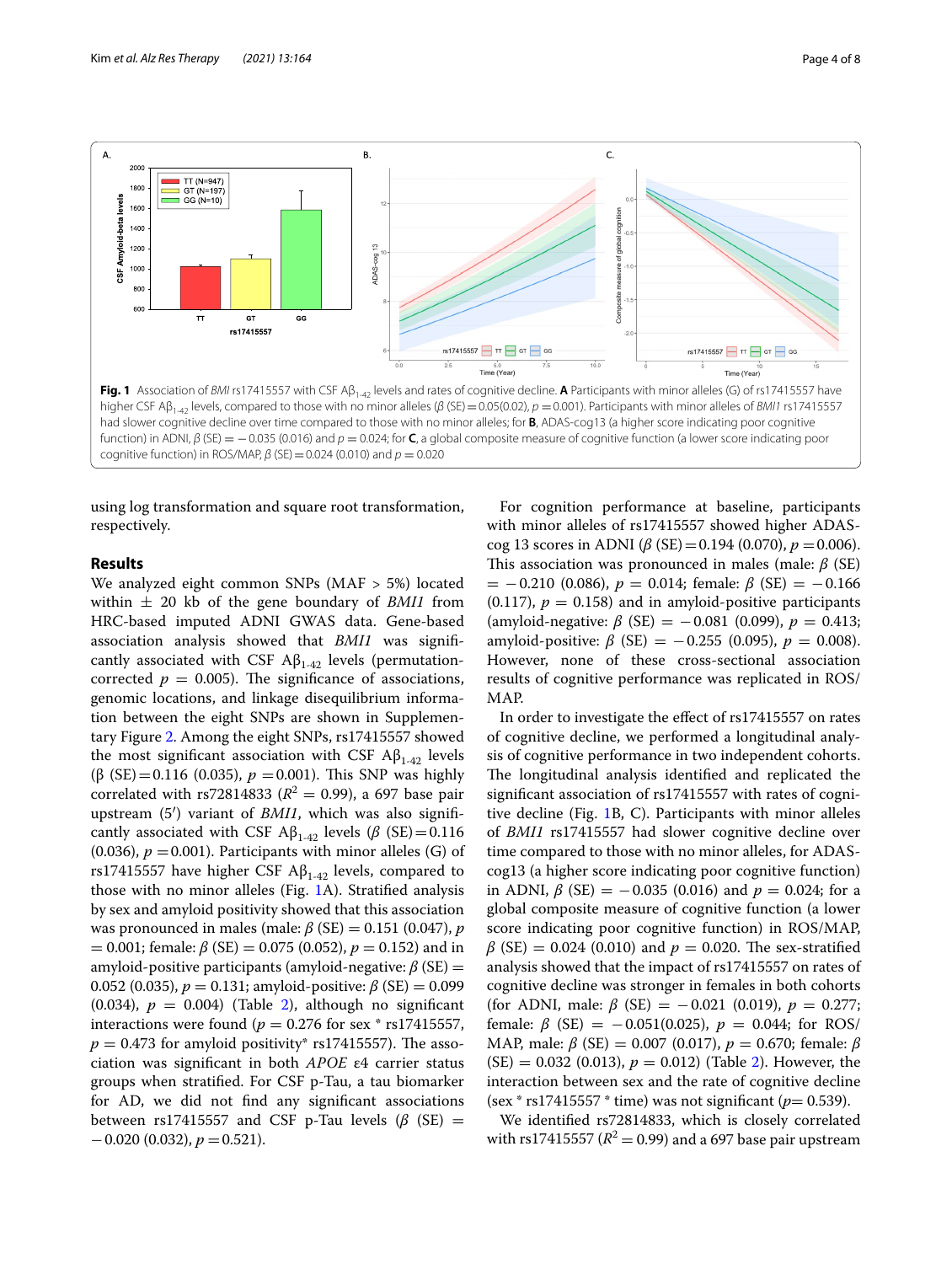Fig. 1 Association of *BMI* rs17415557 with CSF A$\beta_{1\text{-}42}$ levels and rates of cognitive decline. **A** Participants with minor alleles (G) of rs17415557 have higher CSF A$\beta_{1\text{-}42}$ levels, compared to those with no minor alleles ($\beta$ (SE) = 0.05(0.02), $p$ = 0.001). Participants with minor alleles of *BMI1* rs17415557 had slower cognitive decline over time compared to those with no minor alleles; for **B**, ADAS-cog13 (a higher score indicating poor cognitive function) in ADNI, $\beta$ (SE) = −0.035 (0.016) and $p$ = 0.024; for **C**, a global composite measure of cognitive function (a lower score indicating poor cognitive function) in ROS/MAP, $\beta$ (SE) = 0.024 (0.010) and $p$ = 0.020

using log transformation and square root transformation, respectively.

## Results

We analyzed eight common SNPs (MAF > 5%) located within ± 20 kb of the gene boundary of *BMI1* from HRC-based imputed ADNI GWAS data. Gene-based association analysis showed that *BMI1* was significantly associated with CSF A$\beta_{1\text{-}42}$ levels (permutation-corrected $p$ = 0.005). The significance of associations, genomic locations, and linkage disequilibrium information between the eight SNPs are shown in Supplementary Figure 2. Among the eight SNPs, rs17415557 showed the most significant association with CSF A$\beta_{1\text{-}42}$ levels ($\beta$ (SE) = 0.116 (0.035), $p$ = 0.001). This SNP was highly correlated with rs72814833 ($R^2$ = 0.99), a 697 base pair upstream (5′) variant of *BMI1*, which was also significantly associated with CSF A$\beta_{1\text{-}42}$ levels ($\beta$ (SE) = 0.116 (0.036), $p$ = 0.001). Participants with minor alleles (G) of rs17415557 have higher CSF A$\beta_{1\text{-}42}$ levels, compared to those with no minor alleles (Fig. 1A). Stratified analysis by sex and amyloid positivity showed that this association was pronounced in males (male: $\beta$ (SE) = 0.151 (0.047), $p$ = 0.001; female: $\beta$ (SE) = 0.075 (0.052), $p$ = 0.152) and in amyloid-positive participants (amyloid-negative: $\beta$ (SE) = 0.052 (0.035), $p$ = 0.131; amyloid-positive: $\beta$ (SE) = 0.099 (0.034), $p$ = 0.004) (Table 2), although no significant interactions were found ($p$ = 0.276 for sex * rs17415557, $p$ = 0.473 for amyloid positivity* rs17415557). The association was significant in both *APOE* ε4 carrier status groups when stratified. For CSF p-Tau, a tau biomarker for AD, we did not find any significant associations between rs17415557 and CSF p-Tau levels ($\beta$ (SE) = −0.020 (0.032), $p$ = 0.521).

For cognition performance at baseline, participants with minor alleles of rs17415557 showed higher ADAS-cog 13 scores in ADNI ($\beta$ (SE) = 0.194 (0.070), $p$ = 0.006). This association was pronounced in males (male: $\beta$ (SE) = −0.210 (0.086), $p$ = 0.014; female: $\beta$ (SE) = −0.166 (0.117), $p$ = 0.158) and in amyloid-positive participants (amyloid-negative: $\beta$ (SE) = −0.081 (0.099), $p$ = 0.413; amyloid-positive: $\beta$ (SE) = −0.255 (0.095), $p$ = 0.008). However, none of these cross-sectional association results of cognitive performance was replicated in ROS/MAP.

In order to investigate the effect of rs17415557 on rates of cognitive decline, we performed a longitudinal analysis of cognitive performance in two independent cohorts. The longitudinal analysis identified and replicated the significant association of rs17415557 with rates of cognitive decline (Fig. 1B, C). Participants with minor alleles of *BMI1* rs17415557 had slower cognitive decline over time compared to those with no minor alleles, for ADAS-cog13 (a higher score indicating poor cognitive function) in ADNI, $\beta$ (SE) = −0.035 (0.016) and $p$ = 0.024; for a global composite measure of cognitive function (a lower score indicating poor cognitive function) in ROS/MAP, $\beta$ (SE) = 0.024 (0.010) and $p$ = 0.020. The sex-stratified analysis showed that the impact of rs17415557 on rates of cognitive decline was stronger in females in both cohorts (for ADNI, male: $\beta$ (SE) = −0.021 (0.019), $p$ = 0.277; female: $\beta$ (SE) = −0.051(0.025), $p$ = 0.044; for ROS/MAP, male: $\beta$ (SE) = 0.007 (0.017), $p$ = 0.670; female: $\beta$ (SE) = 0.032 (0.013), $p$ = 0.012) (Table 2). However, the interaction between sex and the rate of cognitive decline (sex * rs17415557 * time) was not significant ($p$ = 0.539).

We identified rs72814833, which is closely correlated with rs17415557 ($R^2$ = 0.99) and a 697 base pair upstream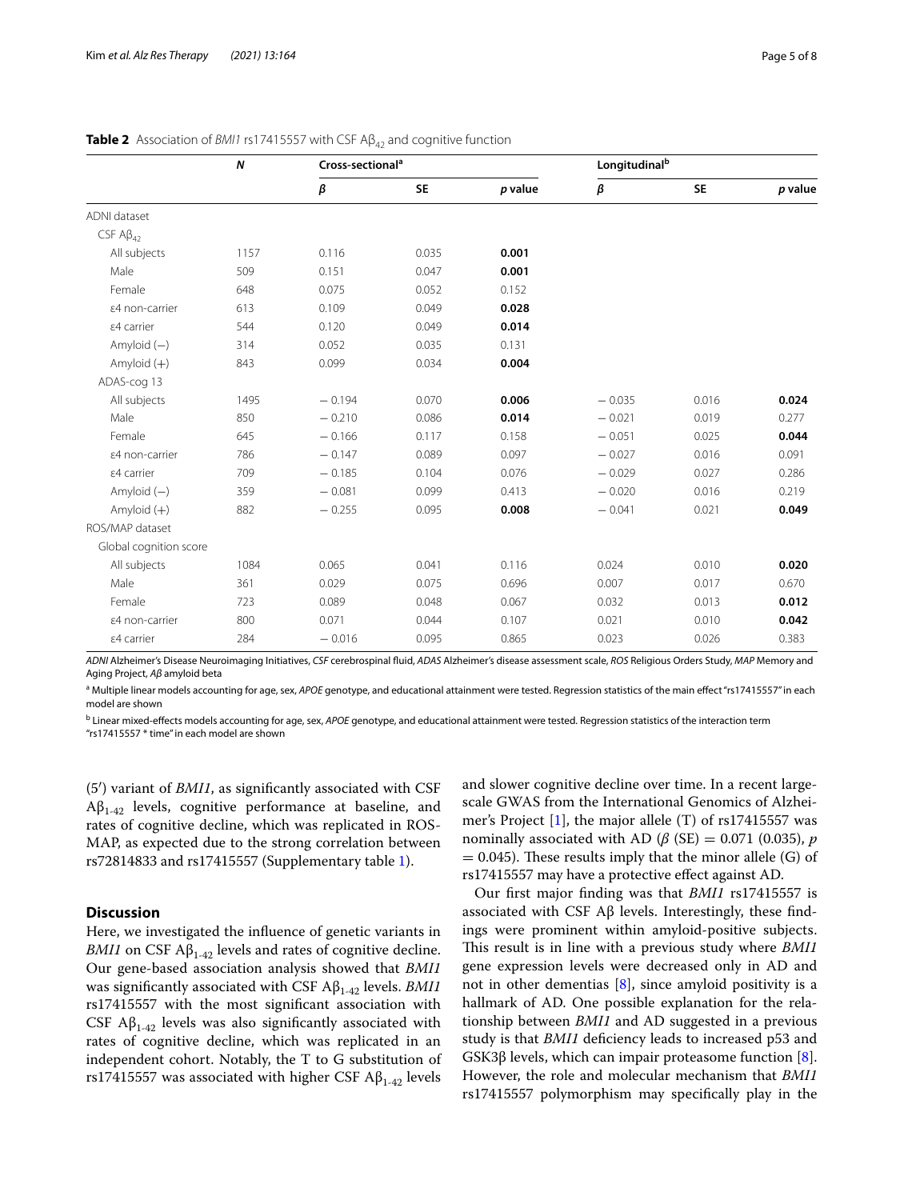**Table 2** Association of *BMI1* rs17415557 with CSF $A\beta_{42}$ and cognitive function

| | *N* | Cross-sectional[a] | | | Longitudinal[b] | | |
|---|---|---|---|---|---|---|---|
| | | *β* | SE | *p* value | *β* | SE | *p* value |
| ADNI dataset | | | | | | | |
| CSF $A\beta_{42}$ | | | | | | | |
| All subjects | 1157 | 0.116 | 0.035 | **0.001** | | | |
| Male | 509 | 0.151 | 0.047 | **0.001** | | | |
| Female | 648 | 0.075 | 0.052 | 0.152 | | | |
| ε4 non-carrier | 613 | 0.109 | 0.049 | **0.028** | | | |
| ε4 carrier | 544 | 0.120 | 0.049 | **0.014** | | | |
| Amyloid (−) | 314 | 0.052 | 0.035 | 0.131 | | | |
| Amyloid (+) | 843 | 0.099 | 0.034 | **0.004** | | | |
| ADAS-cog 13 | | | | | | | |
| All subjects | 1495 | − 0.194 | 0.070 | **0.006** | − 0.035 | 0.016 | **0.024** |
| Male | 850 | − 0.210 | 0.086 | **0.014** | − 0.021 | 0.019 | 0.277 |
| Female | 645 | − 0.166 | 0.117 | 0.158 | − 0.051 | 0.025 | **0.044** |
| ε4 non-carrier | 786 | − 0.147 | 0.089 | 0.097 | − 0.027 | 0.016 | 0.091 |
| ε4 carrier | 709 | − 0.185 | 0.104 | 0.076 | − 0.029 | 0.027 | 0.286 |
| Amyloid (−) | 359 | − 0.081 | 0.099 | 0.413 | − 0.020 | 0.016 | 0.219 |
| Amyloid (+) | 882 | − 0.255 | 0.095 | **0.008** | − 0.041 | 0.021 | **0.049** |
| ROS/MAP dataset | | | | | | | |
| Global cognition score | | | | | | | |
| All subjects | 1084 | 0.065 | 0.041 | 0.116 | 0.024 | 0.010 | **0.020** |
| Male | 361 | 0.029 | 0.075 | 0.696 | 0.007 | 0.017 | 0.670 |
| Female | 723 | 0.089 | 0.048 | 0.067 | 0.032 | 0.013 | **0.012** |
| ε4 non-carrier | 800 | 0.071 | 0.044 | 0.107 | 0.021 | 0.010 | **0.042** |
| ε4 carrier | 284 | − 0.016 | 0.095 | 0.865 | 0.023 | 0.026 | 0.383 |

*ADNI* Alzheimer's Disease Neuroimaging Initiatives, *CSF* cerebrospinal fluid, *ADAS* Alzheimer's disease assessment scale, *ROS* Religious Orders Study, *MAP* Memory and Aging Project, *Aβ* amyloid beta

[a] Multiple linear models accounting for age, sex, *APOE* genotype, and educational attainment were tested. Regression statistics of the main effect "rs17415557" in each model are shown

[b] Linear mixed-effects models accounting for age, sex, *APOE* genotype, and educational attainment were tested. Regression statistics of the interaction term "rs17415557 * time" in each model are shown

(5′) variant of *BMI1*, as significantly associated with CSF $A\beta_{1\text{-}42}$ levels, cognitive performance at baseline, and rates of cognitive decline, which was replicated in ROS-MAP, as expected due to the strong correlation between rs72814833 and rs17415557 (Supplementary table 1).

## Discussion

Here, we investigated the influence of genetic variants in *BMI1* on CSF $A\beta_{1\text{-}42}$ levels and rates of cognitive decline. Our gene-based association analysis showed that *BMI1* was significantly associated with CSF $A\beta_{1\text{-}42}$ levels. *BMI1* rs17415557 with the most significant association with CSF $A\beta_{1\text{-}42}$ levels was also significantly associated with rates of cognitive decline, which was replicated in an independent cohort. Notably, the T to G substitution of rs17415557 was associated with higher CSF $A\beta_{1\text{-}42}$ levels and slower cognitive decline over time. In a recent large-scale GWAS from the International Genomics of Alzheimer's Project [1], the major allele (T) of rs17415557 was nominally associated with AD ($\beta$ (SE) = 0.071 (0.035), $p = 0.045$). These results imply that the minor allele (G) of rs17415557 may have a protective effect against AD.

Our first major finding was that *BMI1* rs17415557 is associated with CSF Aβ levels. Interestingly, these findings were prominent within amyloid-positive subjects. This result is in line with a previous study where *BMI1* gene expression levels were decreased only in AD and not in other dementias [8], since amyloid positivity is a hallmark of AD. One possible explanation for the relationship between *BMI1* and AD suggested in a previous study is that *BMI1* deficiency leads to increased p53 and GSK3β levels, which can impair proteasome function [8]. However, the role and molecular mechanism that *BMI1* rs17415557 polymorphism may specifically play in the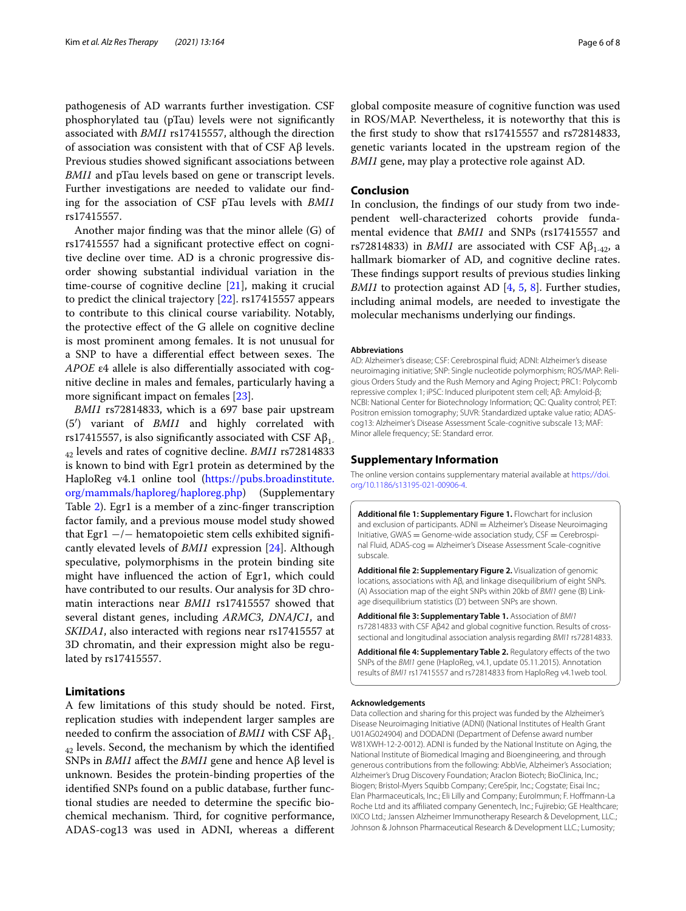pathogenesis of AD warrants further investigation. CSF phosphorylated tau (pTau) levels were not significantly associated with *BMI1* rs17415557, although the direction of association was consistent with that of CSF Aβ levels. Previous studies showed significant associations between *BMI1* and pTau levels based on gene or transcript levels. Further investigations are needed to validate our finding for the association of CSF pTau levels with *BMI1* rs17415557.

Another major finding was that the minor allele (G) of rs17415557 had a significant protective effect on cognitive decline over time. AD is a chronic progressive disorder showing substantial individual variation in the time-course of cognitive decline [21], making it crucial to predict the clinical trajectory [22]. rs17415557 appears to contribute to this clinical course variability. Notably, the protective effect of the G allele on cognitive decline is most prominent among females. It is not unusual for a SNP to have a differential effect between sexes. The *APOE* ε4 allele is also differentially associated with cognitive decline in males and females, particularly having a more significant impact on females [23].

*BMI1* rs72814833, which is a 697 base pair upstream (5′) variant of *BMI1* and highly correlated with rs17415557, is also significantly associated with CSF $A\beta_{1-42}$ levels and rates of cognitive decline. *BMI1* rs72814833 is known to bind with Egr1 protein as determined by the HaploReg v4.1 online tool (https://pubs.broadinstitute.org/mammals/haploreg/haploreg.php) (Supplementary Table 2). Egr1 is a member of a zinc-finger transcription factor family, and a previous mouse model study showed that Egr1 −/− hematopoietic stem cells exhibited significantly elevated levels of *BMI1* expression [24]. Although speculative, polymorphisms in the protein binding site might have influenced the action of Egr1, which could have contributed to our results. Our analysis for 3D chromatin interactions near *BMI1* rs17415557 showed that several distant genes, including *ARMC3*, *DNAJC1*, and *SKIDA1*, also interacted with regions near rs17415557 at 3D chromatin, and their expression might also be regulated by rs17415557.

## Limitations

A few limitations of this study should be noted. First, replication studies with independent larger samples are needed to confirm the association of *BMI1* with CSF $A\beta_{1-42}$ levels. Second, the mechanism by which the identified SNPs in *BMI1* affect the *BMI1* gene and hence Aβ level is unknown. Besides the protein-binding properties of the identified SNPs found on a public database, further functional studies are needed to determine the specific biochemical mechanism. Third, for cognitive performance, ADAS-cog13 was used in ADNI, whereas a different global composite measure of cognitive function was used in ROS/MAP. Nevertheless, it is noteworthy that this is the first study to show that rs17415557 and rs72814833, genetic variants located in the upstream region of the *BMI1* gene, may play a protective role against AD.

## Conclusion

In conclusion, the findings of our study from two independent well-characterized cohorts provide fundamental evidence that *BMI1* and SNPs (rs17415557 and rs72814833) in *BMI1* are associated with CSF $A\beta_{1-42}$, a hallmark biomarker of AD, and cognitive decline rates. These findings support results of previous studies linking *BMI1* to protection against AD [4, 5, 8]. Further studies, including animal models, are needed to investigate the molecular mechanisms underlying our findings.

#### Abbreviations

AD: Alzheimer's disease; CSF: Cerebrospinal fluid; ADNI: Alzheimer's disease neuroimaging initiative; SNP: Single nucleotide polymorphism; ROS/MAP: Religious Orders Study and the Rush Memory and Aging Project; PRC1: Polycomb repressive complex 1; iPSC: Induced pluripotent stem cell; Aβ: Amyloid-β; NCBI: National Center for Biotechnology Information; QC: Quality control; PET: Positron emission tomography; SUVR: Standardized uptake value ratio; ADAS-cog13: Alzheimer's Disease Assessment Scale-cognitive subscale 13; MAF: Minor allele frequency; SE: Standard error.

## Supplementary Information

The online version contains supplementary material available at https://doi.org/10.1186/s13195-021-00906-4.

**Additional file 1: Supplementary Figure 1.** Flowchart for inclusion and exclusion of participants. ADNI = Alzheimer's Disease Neuroimaging Initiative, GWAS = Genome-wide association study, CSF = Cerebrospinal Fluid, ADAS-cog = Alzheimer's Disease Assessment Scale-cognitive subscale.

**Additional file 2: Supplementary Figure 2.** Visualization of genomic locations, associations with Aβ, and linkage disequilibrium of eight SNPs. (A) Association map of the eight SNPs within 20kb of *BMI1* gene (B) Linkage disequilibrium statistics (D′) between SNPs are shown.

**Additional file 3: Supplementary Table 1.** Association of *BMI1* rs72814833 with CSF Aβ42 and global cognitive function. Results of cross-sectional and longitudinal association analysis regarding *BMI1* rs72814833.

**Additional file 4: Supplementary Table 2.** Regulatory effects of the two SNPs of the *BMI1* gene (HaploReg, v4.1, update 05.11.2015). Annotation results of *BMI1* rs17415557 and rs72814833 from HaploReg v4.1web tool.

#### Acknowledgements

Data collection and sharing for this project was funded by the Alzheimer's Disease Neuroimaging Initiative (ADNI) (National Institutes of Health Grant U01AG024904) and DODADNI (Department of Defense award number W81XWH-12-2-0012). ADNI is funded by the National Institute on Aging, the National Institute of Biomedical Imaging and Bioengineering, and through generous contributions from the following: AbbVie, Alzheimer's Association; Alzheimer's Drug Discovery Foundation; Araclon Biotech; BioClinica, Inc.; Biogen; Bristol-Myers Squibb Company; CereSpir, Inc.; Cogstate; Eisai Inc.; Elan Pharmaceuticals, Inc.; Eli Lilly and Company; EuroImmun; F. Hoffmann-La Roche Ltd and its affiliated company Genentech, Inc.; Fujirebio; GE Healthcare; IXICO Ltd.; Janssen Alzheimer Immunotherapy Research & Development, LLC.; Johnson & Johnson Pharmaceutical Research & Development LLC.; Lumosity;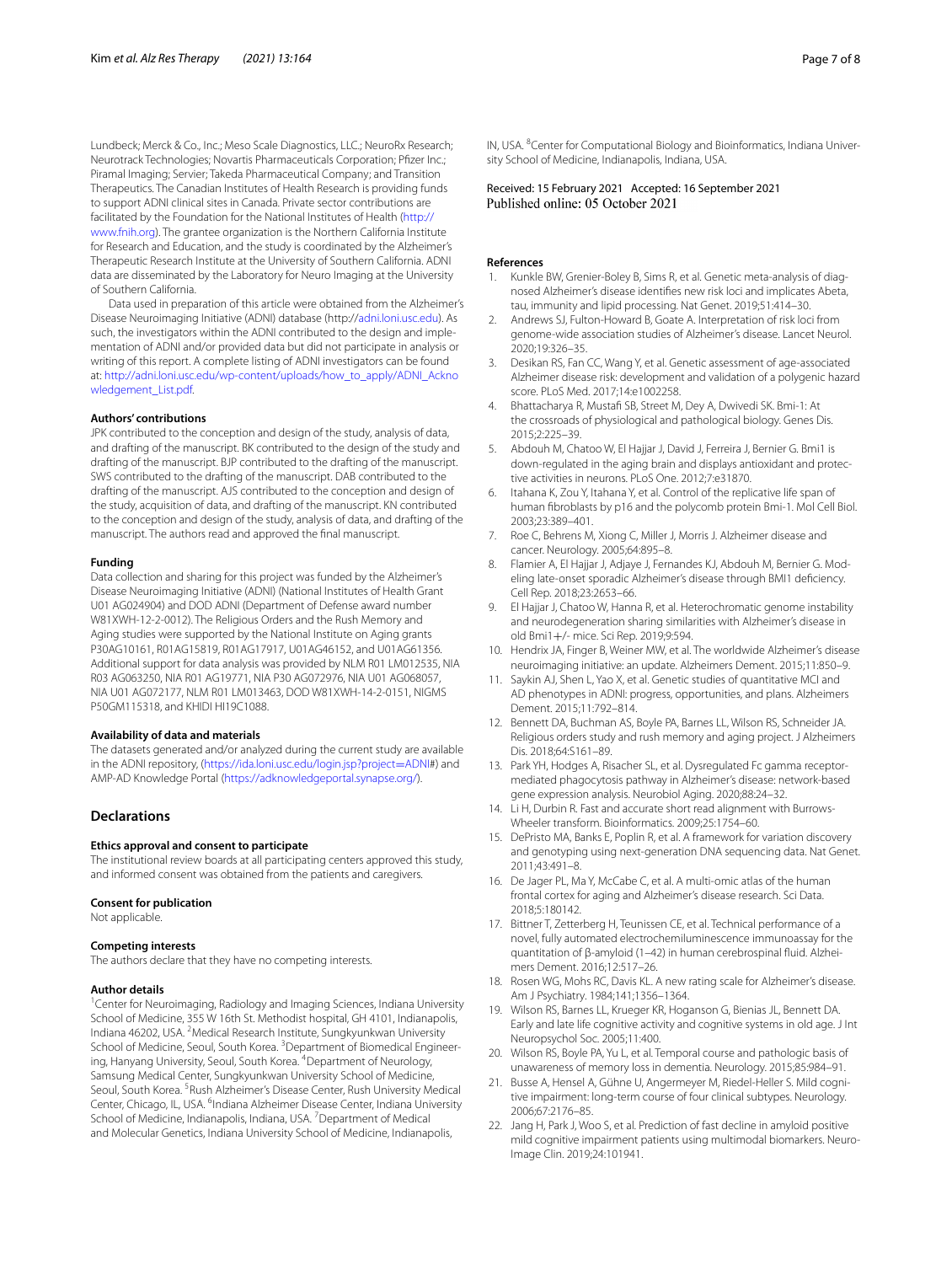Lundbeck; Merck & Co., Inc.; Meso Scale Diagnostics, LLC.; NeuroRx Research; Neurotrack Technologies; Novartis Pharmaceuticals Corporation; Pfizer Inc.; Piramal Imaging; Servier; Takeda Pharmaceutical Company; and Transition Therapeutics. The Canadian Institutes of Health Research is providing funds to support ADNI clinical sites in Canada. Private sector contributions are facilitated by the Foundation for the National Institutes of Health (http://www.fnih.org). The grantee organization is the Northern California Institute for Research and Education, and the study is coordinated by the Alzheimer's Therapeutic Research Institute at the University of Southern California. ADNI data are disseminated by the Laboratory for Neuro Imaging at the University of Southern California.

Data used in preparation of this article were obtained from the Alzheimer's Disease Neuroimaging Initiative (ADNI) database (http://adni.loni.usc.edu). As such, the investigators within the ADNI contributed to the design and implementation of ADNI and/or provided data but did not participate in analysis or writing of this report. A complete listing of ADNI investigators can be found at: http://adni.loni.usc.edu/wp-content/uploads/how_to_apply/ADNI_Acknowledgement_List.pdf.

#### Authors' contributions

JPK contributed to the conception and design of the study, analysis of data, and drafting of the manuscript. BK contributed to the design of the study and drafting of the manuscript. BJP contributed to the drafting of the manuscript. SWS contributed to the drafting of the manuscript. DAB contributed to the drafting of the manuscript. AJS contributed to the conception and design of the study, acquisition of data, and drafting of the manuscript. KN contributed to the conception and design of the study, analysis of data, and drafting of the manuscript. The authors read and approved the final manuscript.

#### Funding

Data collection and sharing for this project was funded by the Alzheimer's Disease Neuroimaging Initiative (ADNI) (National Institutes of Health Grant U01 AG024904) and DOD ADNI (Department of Defense award number W81XWH-12-2-0012). The Religious Orders and the Rush Memory and Aging studies were supported by the National Institute on Aging grants P30AG10161, R01AG15819, R01AG17917, U01AG46152, and U01AG61356. Additional support for data analysis was provided by NLM R01 LM012535, NIA R03 AG063250, NIA R01 AG19771, NIA P30 AG072976, NIA U01 AG068057, NIA U01 AG072177, NLM R01 LM013463, DOD W81XWH-14-2-0151, NIGMS P50GM115318, and KHIDI HI19C1088.

#### Availability of data and materials

The datasets generated and/or analyzed during the current study are available in the ADNI repository, (https://ida.loni.usc.edu/login.jsp?project=ADNI#) and AMP-AD Knowledge Portal (https://adknowledgeportal.synapse.org/).

## Declarations

#### Ethics approval and consent to participate

The institutional review boards at all participating centers approved this study, and informed consent was obtained from the patients and caregivers.

#### Consent for publication

Not applicable.

#### Competing interests

The authors declare that they have no competing interests.

#### Author details

[1]Center for Neuroimaging, Radiology and Imaging Sciences, Indiana University School of Medicine, 355 W 16th St. Methodist hospital, GH 4101, Indianapolis, Indiana 46202, USA. [2]Medical Research Institute, Sungkyunkwan University School of Medicine, Seoul, South Korea. [3]Department of Biomedical Engineering, Hanyang University, Seoul, South Korea. [4]Department of Neurology, Samsung Medical Center, Sungkyunkwan University School of Medicine, Seoul, South Korea. [5]Rush Alzheimer's Disease Center, Rush University Medical Center, Chicago, IL, USA. [6]Indiana Alzheimer Disease Center, Indiana University School of Medicine, Indianapolis, Indiana, USA. [7]Department of Medical and Molecular Genetics, Indiana University School of Medicine, Indianapolis, IN, USA. [8]Center for Computational Biology and Bioinformatics, Indiana University School of Medicine, Indianapolis, Indiana, USA.

Received: 15 February 2021 Accepted: 16 September 2021
Published online: 05 October 2021

#### References

1. Kunkle BW, Grenier-Boley B, Sims R, et al. Genetic meta-analysis of diagnosed Alzheimer's disease identifies new risk loci and implicates Abeta, tau, immunity and lipid processing. Nat Genet. 2019;51:414–30.
2. Andrews SJ, Fulton-Howard B, Goate A. Interpretation of risk loci from genome-wide association studies of Alzheimer's disease. Lancet Neurol. 2020;19:326–35.
3. Desikan RS, Fan CC, Wang Y, et al. Genetic assessment of age-associated Alzheimer disease risk: development and validation of a polygenic hazard score. PLoS Med. 2017;14:e1002258.
4. Bhattacharya R, Mustafi SB, Street M, Dey A, Dwivedi SK. Bmi-1: At the crossroads of physiological and pathological biology. Genes Dis. 2015;2:225–39.
5. Abdouh M, Chatoo W, El Hajjar J, David J, Ferreira J, Bernier G. Bmi1 is down-regulated in the aging brain and displays antioxidant and protective activities in neurons. PLoS One. 2012;7:e31870.
6. Itahana K, Zou Y, Itahana Y, et al. Control of the replicative life span of human fibroblasts by p16 and the polycomb protein Bmi-1. Mol Cell Biol. 2003;23:389–401.
7. Roe C, Behrens M, Xiong C, Miller J, Morris J. Alzheimer disease and cancer. Neurology. 2005;64:895–8.
8. Flamier A, El Hajjar J, Adjaye J, Fernandes KJ, Abdouh M, Bernier G. Modeling late-onset sporadic Alzheimer's disease through BMI1 deficiency. Cell Rep. 2018;23:2653–66.
9. El Hajjar J, Chatoo W, Hanna R, et al. Heterochromatic genome instability and neurodegeneration sharing similarities with Alzheimer's disease in old Bmi1+/- mice. Sci Rep. 2019;9:594.
10. Hendrix JA, Finger B, Weiner MW, et al. The worldwide Alzheimer's disease neuroimaging initiative: an update. Alzheimers Dement. 2015;11:850–9.
11. Saykin AJ, Shen L, Yao X, et al. Genetic studies of quantitative MCI and AD phenotypes in ADNI: progress, opportunities, and plans. Alzheimers Dement. 2015;11:792–814.
12. Bennett DA, Buchman AS, Boyle PA, Barnes LL, Wilson RS, Schneider JA. Religious orders study and rush memory and aging project. J Alzheimers Dis. 2018;64:S161–89.
13. Park YH, Hodges A, Risacher SL, et al. Dysregulated Fc gamma receptor-mediated phagocytosis pathway in Alzheimer's disease: network-based gene expression analysis. Neurobiol Aging. 2020;88:24–32.
14. Li H, Durbin R. Fast and accurate short read alignment with Burrows-Wheeler transform. Bioinformatics. 2009;25:1754–60.
15. DePristo MA, Banks E, Poplin R, et al. A framework for variation discovery and genotyping using next-generation DNA sequencing data. Nat Genet. 2011;43:491–8.
16. De Jager PL, Ma Y, McCabe C, et al. A multi-omic atlas of the human frontal cortex for aging and Alzheimer's disease research. Sci Data. 2018;5:180142.
17. Bittner T, Zetterberg H, Teunissen CE, et al. Technical performance of a novel, fully automated electrochemiluminescence immunoassay for the quantitation of β-amyloid (1–42) in human cerebrospinal fluid. Alzheimers Dement. 2016;12:517–26.
18. Rosen WG, Mohs RC, Davis KL. A new rating scale for Alzheimer's disease. Am J Psychiatry. 1984;141;1356–1364.
19. Wilson RS, Barnes LL, Krueger KR, Hoganson G, Bienias JL, Bennett DA. Early and late life cognitive activity and cognitive systems in old age. J Int Neuropsychol Soc. 2005;11:400.
20. Wilson RS, Boyle PA, Yu L, et al. Temporal course and pathologic basis of unawareness of memory loss in dementia. Neurology. 2015;85:984–91.
21. Busse A, Hensel A, Gühne U, Angermeyer M, Riedel-Heller S. Mild cognitive impairment: long-term course of four clinical subtypes. Neurology. 2006;67:2176–85.
22. Jang H, Park J, Woo S, et al. Prediction of fast decline in amyloid positive mild cognitive impairment patients using multimodal biomarkers. NeuroImage Clin. 2019;24:101941.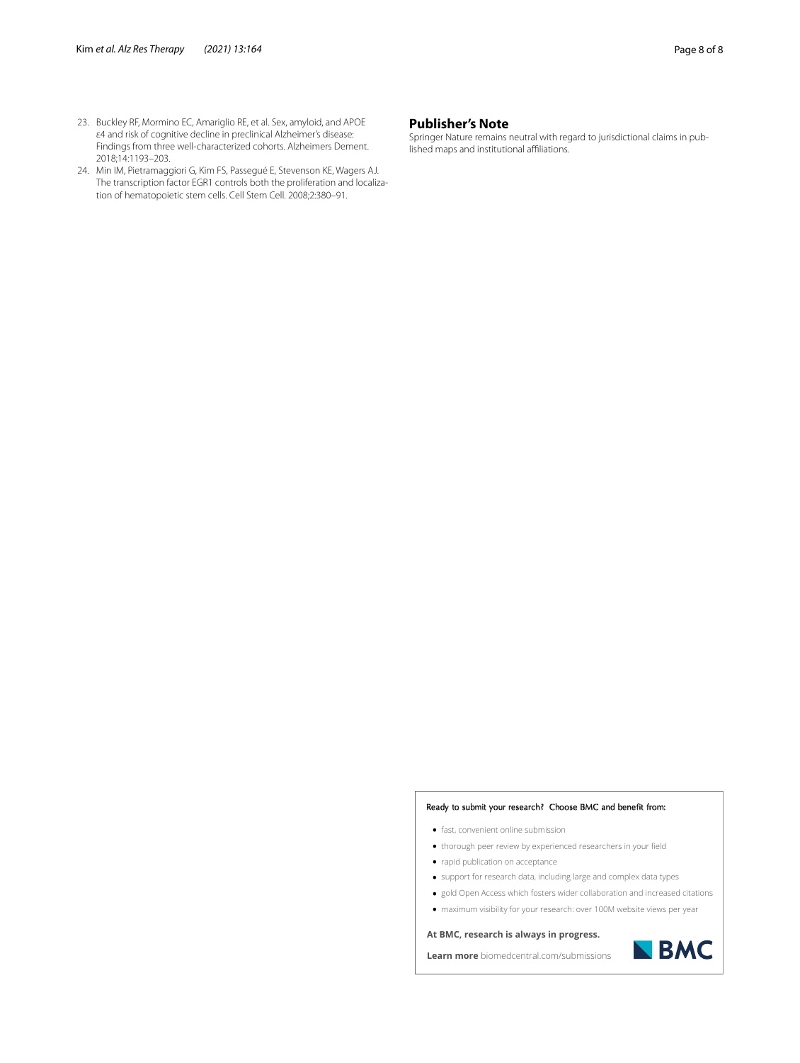23. Buckley RF, Mormino EC, Amariglio RE, et al. Sex, amyloid, and APOE ε4 and risk of cognitive decline in preclinical Alzheimer's disease: Findings from three well-characterized cohorts. Alzheimers Dement. 2018;14:1193–203.
24. Min IM, Pietramaggiori G, Kim FS, Passegué E, Stevenson KE, Wagers AJ. The transcription factor EGR1 controls both the proliferation and localization of hematopoietic stem cells. Cell Stem Cell. 2008;2:380–91.

## Publisher's Note

Springer Nature remains neutral with regard to jurisdictional claims in published maps and institutional affiliations.

Ready to submit your research? Choose BMC and benefit from:

- fast, convenient online submission
- thorough peer review by experienced researchers in your field
- rapid publication on acceptance
- support for research data, including large and complex data types
- gold Open Access which fosters wider collaboration and increased citations
- maximum visibility for your research: over 100M website views per year

**At BMC, research is always in progress.**

**Learn more** biomedcentral.com/submissions

BMC